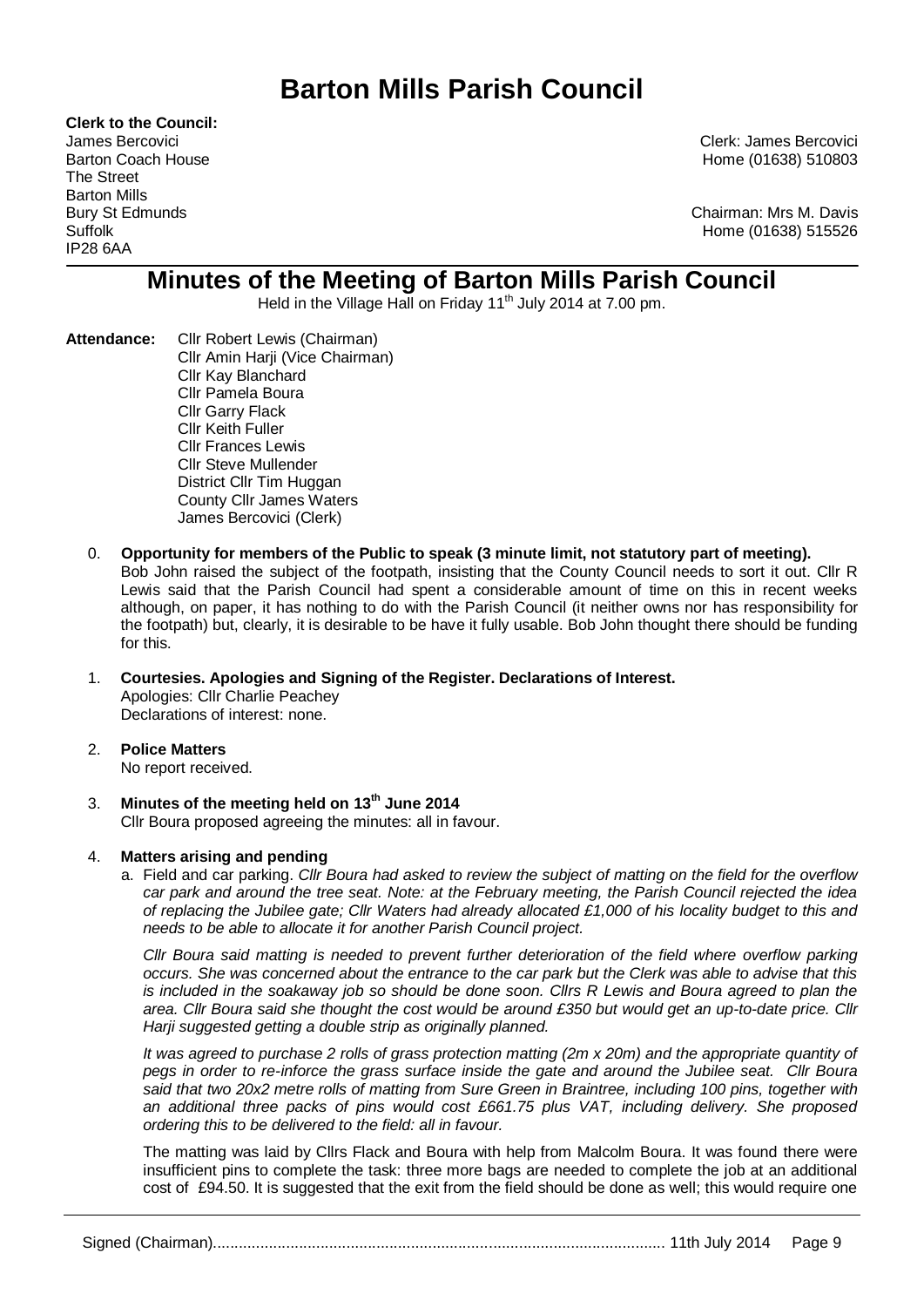# Barton Mills Parish Council

**Clerk to the Council:**
James Bercovici
Barton Coach House
The Street
Barton Mills
Bury St Edmunds
Suffolk
IP28 6AA

Clerk: James Bercovici
Home (01638) 510803

Chairman: Mrs M. Davis
Home (01638) 515526

## Minutes of the Meeting of Barton Mills Parish Council

Held in the Village Hall on Friday 11th July 2014 at 7.00 pm.

**Attendance:** Cllr Robert Lewis (Chairman)
Cllr Amin Harji (Vice Chairman)
Cllr Kay Blanchard
Cllr Pamela Boura
Cllr Garry Flack
Cllr Keith Fuller
Cllr Frances Lewis
Cllr Steve Mullender
District Cllr Tim Huggan
County Cllr James Waters
James Bercovici (Clerk)

0. **Opportunity for members of the Public to speak (3 minute limit, not statutory part of meeting).**
Bob John raised the subject of the footpath, insisting that the County Council needs to sort it out. Cllr R Lewis said that the Parish Council had spent a considerable amount of time on this in recent weeks although, on paper, it has nothing to do with the Parish Council (it neither owns nor has responsibility for the footpath) but, clearly, it is desirable to be have it fully usable. Bob John thought there should be funding for this.

1. **Courtesies. Apologies and Signing of the Register. Declarations of Interest.**
Apologies: Cllr Charlie Peachey
Declarations of interest: none.

2. **Police Matters**
No report received.

3. **Minutes of the meeting held on 13th June 2014**
Cllr Boura proposed agreeing the minutes: all in favour.

4. **Matters arising and pending**

   a. Field and car parking. *Cllr Boura had asked to review the subject of matting on the field for the overflow car park and around the tree seat. Note: at the February meeting, the Parish Council rejected the idea of replacing the Jubilee gate; Cllr Waters had already allocated £1,000 of his locality budget to this and needs to be able to allocate it for another Parish Council project.*

   *Cllr Boura said matting is needed to prevent further deterioration of the field where overflow parking occurs. She was concerned about the entrance to the car park but the Clerk was able to advise that this is included in the soakaway job so should be done soon. Cllrs R Lewis and Boura agreed to plan the area. Cllr Boura said she thought the cost would be around £350 but would get an up-to-date price. Cllr Harji suggested getting a double strip as originally planned.*

   *It was agreed to purchase 2 rolls of grass protection matting (2m x 20m) and the appropriate quantity of pegs in order to re-inforce the grass surface inside the gate and around the Jubilee seat. Cllr Boura said that two 20x2 metre rolls of matting from Sure Green in Braintree, including 100 pins, together with an additional three packs of pins would cost £661.75 plus VAT, including delivery. She proposed ordering this to be delivered to the field: all in favour.*

   The matting was laid by Cllrs Flack and Boura with help from Malcolm Boura. It was found there were insufficient pins to complete the task: three more bags are needed to complete the job at an additional cost of £94.50. It is suggested that the exit from the field should be done as well; this would require one

Signed (Chairman)........................................................................................................ 11th July 2014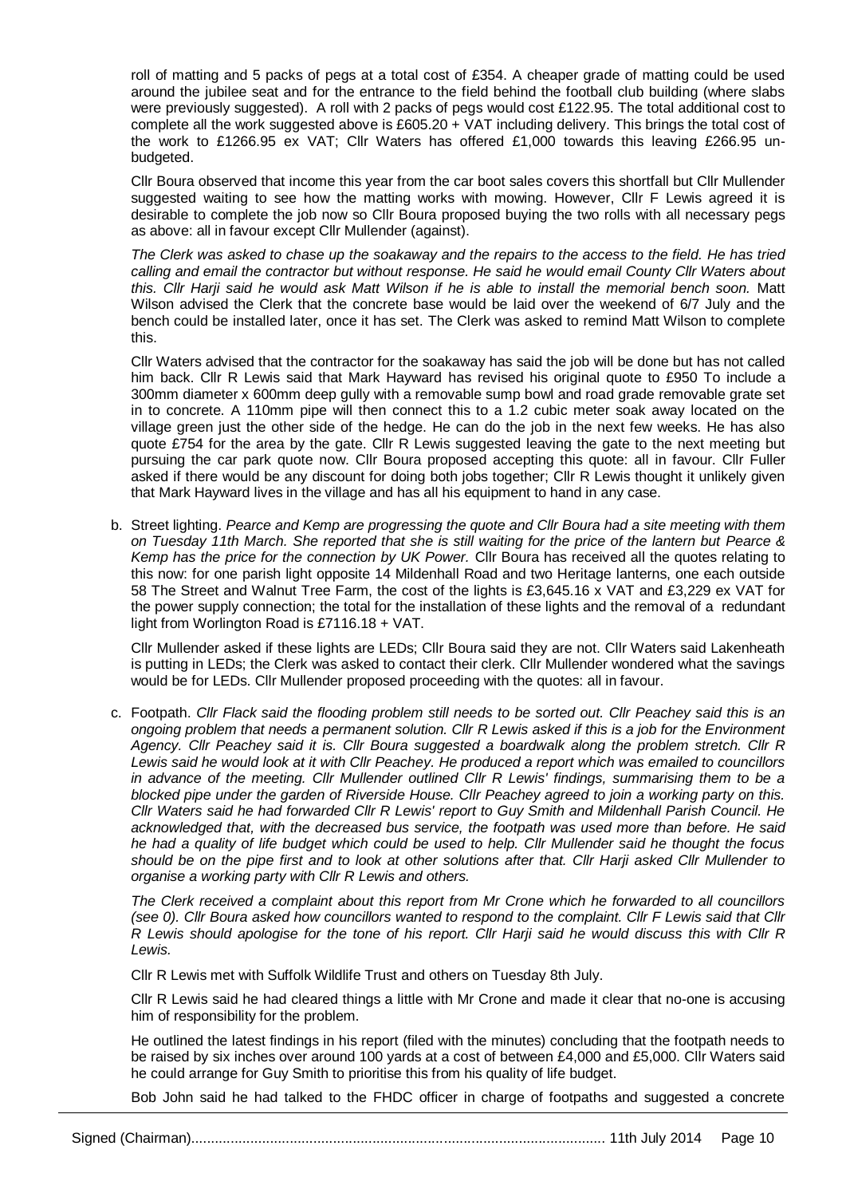roll of matting and 5 packs of pegs at a total cost of £354. A cheaper grade of matting could be used around the jubilee seat and for the entrance to the field behind the football club building (where slabs were previously suggested). A roll with 2 packs of pegs would cost £122.95. The total additional cost to complete all the work suggested above is £605.20 + VAT including delivery. This brings the total cost of the work to £1266.95 ex VAT; Cllr Waters has offered £1,000 towards this leaving £266.95 un-budgeted.

Cllr Boura observed that income this year from the car boot sales covers this shortfall but Cllr Mullender suggested waiting to see how the matting works with mowing. However, Cllr F Lewis agreed it is desirable to complete the job now so Cllr Boura proposed buying the two rolls with all necessary pegs as above: all in favour except Cllr Mullender (against).

*The Clerk was asked to chase up the soakaway and the repairs to the access to the field. He has tried calling and email the contractor but without response. He said he would email County Cllr Waters about this. Cllr Harji said he would ask Matt Wilson if he is able to install the memorial bench soon.* Matt Wilson advised the Clerk that the concrete base would be laid over the weekend of 6/7 July and the bench could be installed later, once it has set. The Clerk was asked to remind Matt Wilson to complete this.

Cllr Waters advised that the contractor for the soakaway has said the job will be done but has not called him back. Cllr R Lewis said that Mark Hayward has revised his original quote to £950 To include a 300mm diameter x 600mm deep gully with a removable sump bowl and road grade removable grate set in to concrete. A 110mm pipe will then connect this to a 1.2 cubic meter soak away located on the village green just the other side of the hedge. He can do the job in the next few weeks. He has also quote £754 for the area by the gate. Cllr R Lewis suggested leaving the gate to the next meeting but pursuing the car park quote now. Cllr Boura proposed accepting this quote: all in favour. Cllr Fuller asked if there would be any discount for doing both jobs together; Cllr R Lewis thought it unlikely given that Mark Hayward lives in the village and has all his equipment to hand in any case.

b. Street lighting. *Pearce and Kemp are progressing the quote and Cllr Boura had a site meeting with them on Tuesday 11th March. She reported that she is still waiting for the price of the lantern but Pearce & Kemp has the price for the connection by UK Power.* Cllr Boura has received all the quotes relating to this now: for one parish light opposite 14 Mildenhall Road and two Heritage lanterns, one each outside 58 The Street and Walnut Tree Farm, the cost of the lights is £3,645.16 x VAT and £3,229 ex VAT for the power supply connection; the total for the installation of these lights and the removal of a redundant light from Worlington Road is £7116.18 + VAT.

   Cllr Mullender asked if these lights are LEDs; Cllr Boura said they are not. Cllr Waters said Lakenheath is putting in LEDs; the Clerk was asked to contact their clerk. Cllr Mullender wondered what the savings would be for LEDs. Cllr Mullender proposed proceeding with the quotes: all in favour.

c. Footpath. *Cllr Flack said the flooding problem still needs to be sorted out. Cllr Peachey said this is an ongoing problem that needs a permanent solution. Cllr R Lewis asked if this is a job for the Environment Agency. Cllr Peachey said it is. Cllr Boura suggested a boardwalk along the problem stretch. Cllr R Lewis said he would look at it with Cllr Peachey. He produced a report which was emailed to councillors in advance of the meeting. Cllr Mullender outlined Cllr R Lewis' findings, summarising them to be a blocked pipe under the garden of Riverside House. Cllr Peachey agreed to join a working party on this. Cllr Waters said he had forwarded Cllr R Lewis' report to Guy Smith and Mildenhall Parish Council. He acknowledged that, with the decreased bus service, the footpath was used more than before. He said he had a quality of life budget which could be used to help. Cllr Mullender said he thought the focus should be on the pipe first and to look at other solutions after that. Cllr Harji asked Cllr Mullender to organise a working party with Cllr R Lewis and others.*

   *The Clerk received a complaint about this report from Mr Crone which he forwarded to all councillors (see 0). Cllr Boura asked how councillors wanted to respond to the complaint. Cllr F Lewis said that Cllr R Lewis should apologise for the tone of his report. Cllr Harji said he would discuss this with Cllr R Lewis.*

   Cllr R Lewis met with Suffolk Wildlife Trust and others on Tuesday 8th July.

   Cllr R Lewis said he had cleared things a little with Mr Crone and made it clear that no-one is accusing him of responsibility for the problem.

   He outlined the latest findings in his report (filed with the minutes) concluding that the footpath needs to be raised by six inches over around 100 yards at a cost of between £4,000 and £5,000. Cllr Waters said he could arrange for Guy Smith to prioritise this from his quality of life budget.

   Bob John said he had talked to the FHDC officer in charge of footpaths and suggested a concrete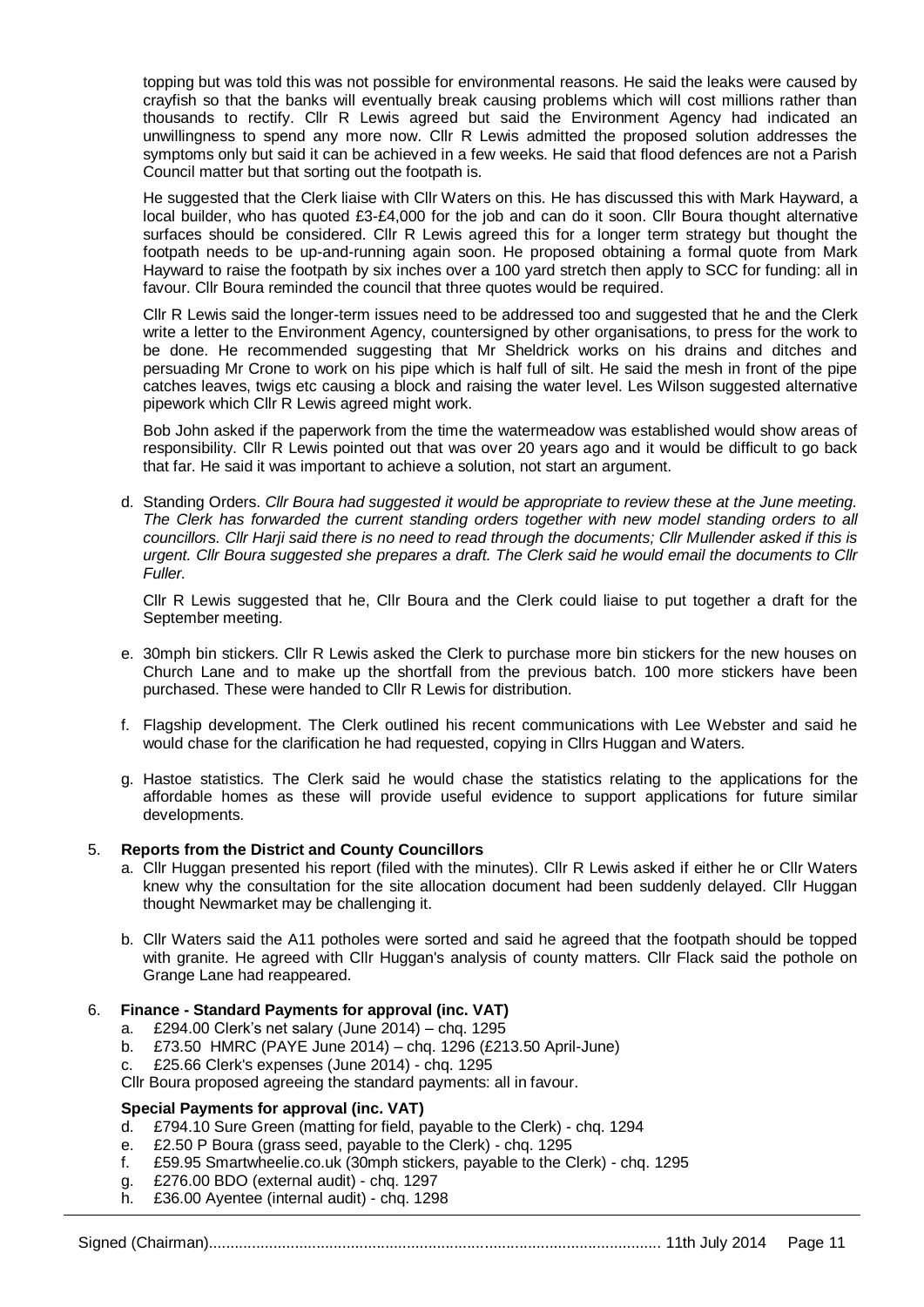topping but was told this was not possible for environmental reasons. He said the leaks were caused by crayfish so that the banks will eventually break causing problems which will cost millions rather than thousands to rectify. Cllr R Lewis agreed but said the Environment Agency had indicated an unwillingness to spend any more now. Cllr R Lewis admitted the proposed solution addresses the symptoms only but said it can be achieved in a few weeks. He said that flood defences are not a Parish Council matter but that sorting out the footpath is.

He suggested that the Clerk liaise with Cllr Waters on this. He has discussed this with Mark Hayward, a local builder, who has quoted £3-£4,000 for the job and can do it soon. Cllr Boura thought alternative surfaces should be considered. Cllr R Lewis agreed this for a longer term strategy but thought the footpath needs to be up-and-running again soon. He proposed obtaining a formal quote from Mark Hayward to raise the footpath by six inches over a 100 yard stretch then apply to SCC for funding: all in favour. Cllr Boura reminded the council that three quotes would be required.

Cllr R Lewis said the longer-term issues need to be addressed too and suggested that he and the Clerk write a letter to the Environment Agency, countersigned by other organisations, to press for the work to be done. He recommended suggesting that Mr Sheldrick works on his drains and ditches and persuading Mr Crone to work on his pipe which is half full of silt. He said the mesh in front of the pipe catches leaves, twigs etc causing a block and raising the water level. Les Wilson suggested alternative pipework which Cllr R Lewis agreed might work.

Bob John asked if the paperwork from the time the watermeadow was established would show areas of responsibility. Cllr R Lewis pointed out that was over 20 years ago and it would be difficult to go back that far. He said it was important to achieve a solution, not start an argument.

d. Standing Orders. *Cllr Boura had suggested it would be appropriate to review these at the June meeting. The Clerk has forwarded the current standing orders together with new model standing orders to all councillors. Cllr Harji said there is no need to read through the documents; Cllr Mullender asked if this is urgent. Cllr Boura suggested she prepares a draft. The Clerk said he would email the documents to Cllr Fuller.*

   Cllr R Lewis suggested that he, Cllr Boura and the Clerk could liaise to put together a draft for the September meeting.

e. 30mph bin stickers. Cllr R Lewis asked the Clerk to purchase more bin stickers for the new houses on Church Lane and to make up the shortfall from the previous batch. 100 more stickers have been purchased. These were handed to Cllr R Lewis for distribution.

f. Flagship development. The Clerk outlined his recent communications with Lee Webster and said he would chase for the clarification he had requested, copying in Cllrs Huggan and Waters.

g. Hastoe statistics. The Clerk said he would chase the statistics relating to the applications for the affordable homes as these will provide useful evidence to support applications for future similar developments.

5. **Reports from the District and County Councillors**

   a. Cllr Huggan presented his report (filed with the minutes). Cllr R Lewis asked if either he or Cllr Waters knew why the consultation for the site allocation document had been suddenly delayed. Cllr Huggan thought Newmarket may be challenging it.

   b. Cllr Waters said the A11 potholes were sorted and said he agreed that the footpath should be topped with granite. He agreed with Cllr Huggan's analysis of county matters. Cllr Flack said the pothole on Grange Lane had reappeared.

6. **Finance - Standard Payments for approval (inc. VAT)**

   a. £294.00 Clerk's net salary (June 2014) – chq. 1295
   b. £73.50 HMRC (PAYE June 2014) – chq. 1296 (£213.50 April-June)
   c. £25.66 Clerk's expenses (June 2014) - chq. 1295

   Cllr Boura proposed agreeing the standard payments: all in favour.

   **Special Payments for approval (inc. VAT)**

   d. £794.10 Sure Green (matting for field, payable to the Clerk) - chq. 1294
   e. £2.50 P Boura (grass seed, payable to the Clerk) - chq. 1295
   f. £59.95 Smartwheelie.co.uk (30mph stickers, payable to the Clerk) - chq. 1295
   g. £276.00 BDO (external audit) - chq. 1297
   h. £36.00 Ayentee (internal audit) - chq. 1298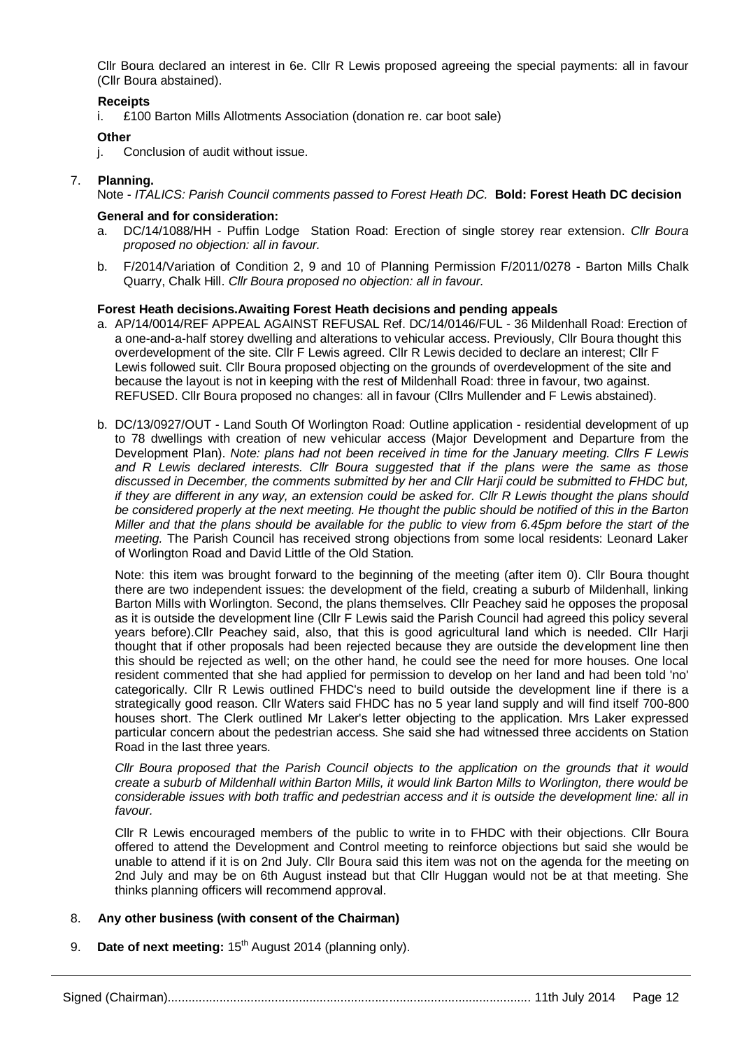Cllr Boura declared an interest in 6e. Cllr R Lewis proposed agreeing the special payments: all in favour (Cllr Boura abstained).

**Receipts**

i. £100 Barton Mills Allotments Association (donation re. car boot sale)

**Other**

j. Conclusion of audit without issue.

7. **Planning.**

Note - *ITALICS: Parish Council comments passed to Forest Heath DC.* **Bold: Forest Heath DC decision**

**General and for consideration:**

a. DC/14/1088/HH - Puffin Lodge Station Road: Erection of single storey rear extension. *Cllr Boura proposed no objection: all in favour.*

b. F/2014/Variation of Condition 2, 9 and 10 of Planning Permission F/2011/0278 - Barton Mills Chalk Quarry, Chalk Hill. *Cllr Boura proposed no objection: all in favour.*

**Forest Heath decisions.Awaiting Forest Heath decisions and pending appeals**

a. AP/14/0014/REF APPEAL AGAINST REFUSAL Ref. DC/14/0146/FUL - 36 Mildenhall Road: Erection of a one-and-a-half storey dwelling and alterations to vehicular access. Previously, Cllr Boura thought this overdevelopment of the site. Cllr F Lewis agreed. Cllr R Lewis decided to declare an interest; Cllr F Lewis followed suit. Cllr Boura proposed objecting on the grounds of overdevelopment of the site and because the layout is not in keeping with the rest of Mildenhall Road: three in favour, two against. REFUSED. Cllr Boura proposed no changes: all in favour (Cllrs Mullender and F Lewis abstained).

b. DC/13/0927/OUT - Land South Of Worlington Road: Outline application - residential development of up to 78 dwellings with creation of new vehicular access (Major Development and Departure from the Development Plan). *Note: plans had not been received in time for the January meeting. Cllrs F Lewis and R Lewis declared interests. Cllr Boura suggested that if the plans were the same as those discussed in December, the comments submitted by her and Cllr Harji could be submitted to FHDC but, if they are different in any way, an extension could be asked for. Cllr R Lewis thought the plans should be considered properly at the next meeting. He thought the public should be notified of this in the Barton Miller and that the plans should be available for the public to view from 6.45pm before the start of the meeting.* The Parish Council has received strong objections from some local residents: Leonard Laker of Worlington Road and David Little of the Old Station.

   Note: this item was brought forward to the beginning of the meeting (after item 0). Cllr Boura thought there are two independent issues: the development of the field, creating a suburb of Mildenhall, linking Barton Mills with Worlington. Second, the plans themselves. Cllr Peachey said he opposes the proposal as it is outside the development line (Cllr F Lewis said the Parish Council had agreed this policy several years before).Cllr Peachey said, also, that this is good agricultural land which is needed. Cllr Harji thought that if other proposals had been rejected because they are outside the development line then this should be rejected as well; on the other hand, he could see the need for more houses. One local resident commented that she had applied for permission to develop on her land and had been told 'no' categorically. Cllr R Lewis outlined FHDC's need to build outside the development line if there is a strategically good reason. Cllr Waters said FHDC has no 5 year land supply and will find itself 700-800 houses short. The Clerk outlined Mr Laker's letter objecting to the application. Mrs Laker expressed particular concern about the pedestrian access. She said she had witnessed three accidents on Station Road in the last three years.

   *Cllr Boura proposed that the Parish Council objects to the application on the grounds that it would create a suburb of Mildenhall within Barton Mills, it would link Barton Mills to Worlington, there would be considerable issues with both traffic and pedestrian access and it is outside the development line: all in favour.*

   Cllr R Lewis encouraged members of the public to write in to FHDC with their objections. Cllr Boura offered to attend the Development and Control meeting to reinforce objections but said she would be unable to attend if it is on 2nd July. Cllr Boura said this item was not on the agenda for the meeting on 2nd July and may be on 6th August instead but that Cllr Huggan would not be at that meeting. She thinks planning officers will recommend approval.

8. **Any other business (with consent of the Chairman)**

9. **Date of next meeting:** 15th August 2014 (planning only).

Signed (Chairman)........................................................................................................ 11th July 2014